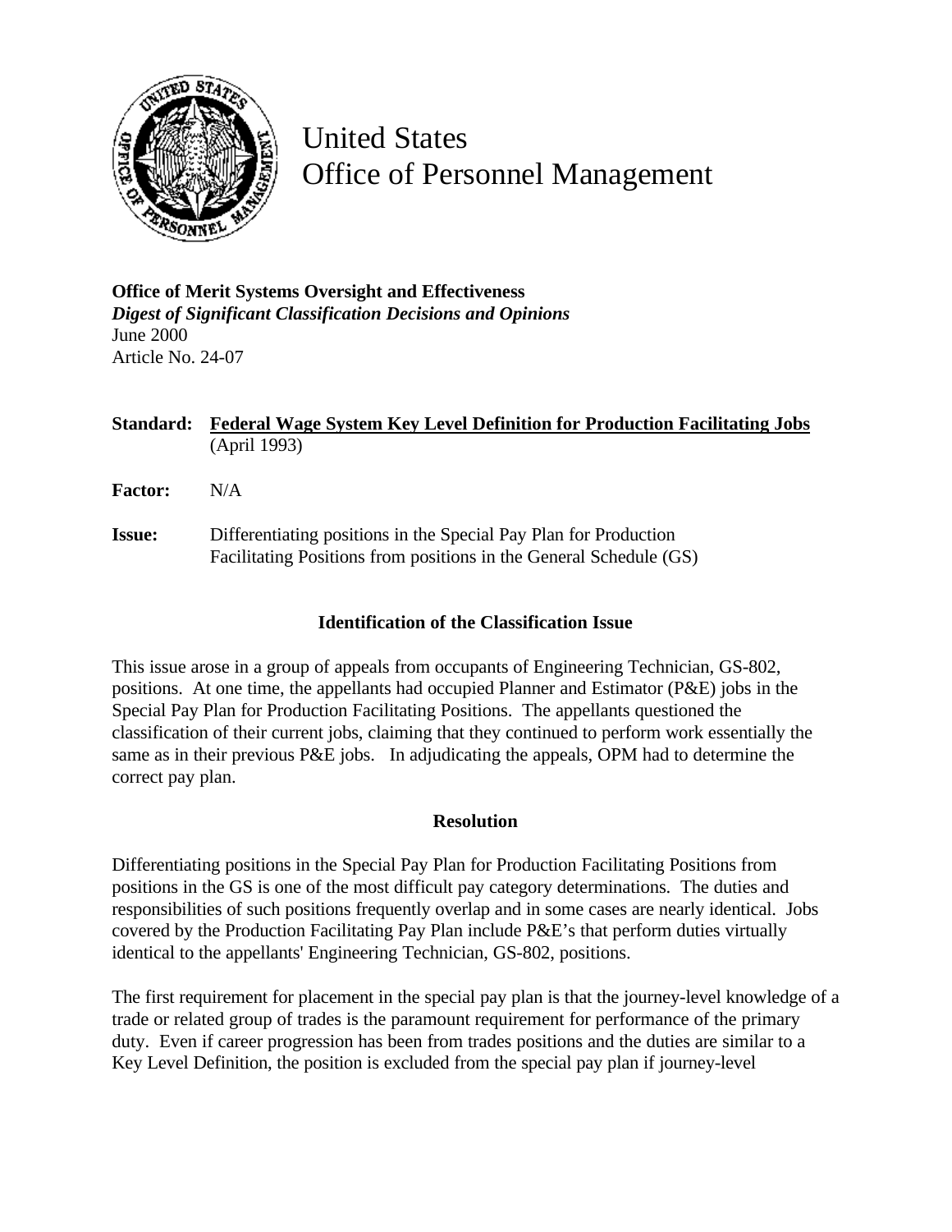# United States Office of Personnel Management

**Office of Merit Systems Oversight and Effectiveness**
***Digest of Significant Classification Decisions and Opinions***
June 2000
Article No. 24-07

**Standard:** **Federal Wage System Key Level Definition for Production Facilitating Jobs** (April 1993)

**Factor:** N/A

**Issue:** Differentiating positions in the Special Pay Plan for Production Facilitating Positions from positions in the General Schedule (GS)

## Identification of the Classification Issue

This issue arose in a group of appeals from occupants of Engineering Technician, GS-802, positions. At one time, the appellants had occupied Planner and Estimator (P&E) jobs in the Special Pay Plan for Production Facilitating Positions. The appellants questioned the classification of their current jobs, claiming that they continued to perform work essentially the same as in their previous P&E jobs. In adjudicating the appeals, OPM had to determine the correct pay plan.

## Resolution

Differentiating positions in the Special Pay Plan for Production Facilitating Positions from positions in the GS is one of the most difficult pay category determinations. The duties and responsibilities of such positions frequently overlap and in some cases are nearly identical. Jobs covered by the Production Facilitating Pay Plan include P&E's that perform duties virtually identical to the appellants' Engineering Technician, GS-802, positions.

The first requirement for placement in the special pay plan is that the journey-level knowledge of a trade or related group of trades is the paramount requirement for performance of the primary duty. Even if career progression has been from trades positions and the duties are similar to a Key Level Definition, the position is excluded from the special pay plan if journey-level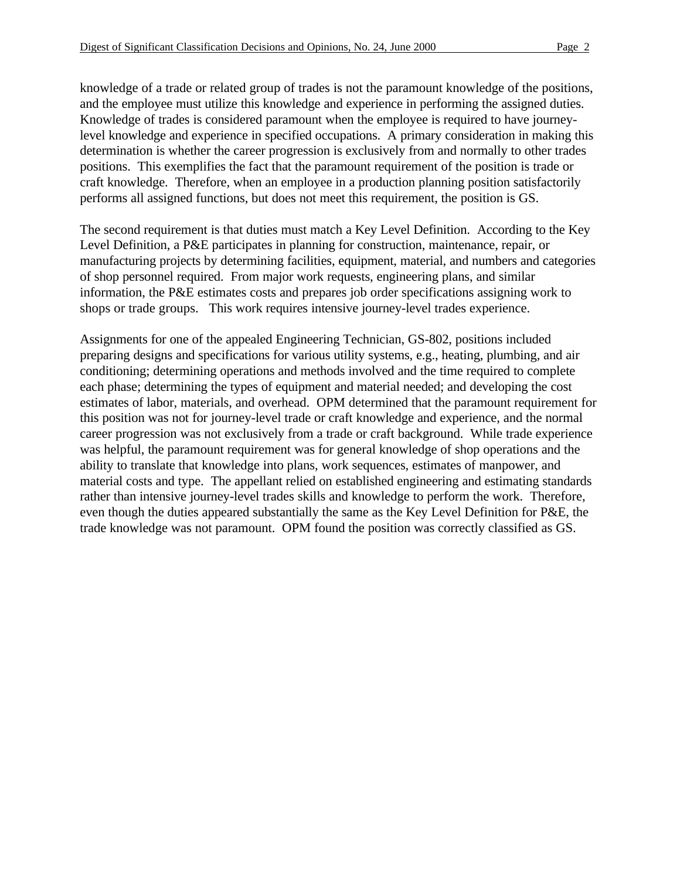knowledge of a trade or related group of trades is not the paramount knowledge of the positions, and the employee must utilize this knowledge and experience in performing the assigned duties. Knowledge of trades is considered paramount when the employee is required to have journey-level knowledge and experience in specified occupations. A primary consideration in making this determination is whether the career progression is exclusively from and normally to other trades positions. This exemplifies the fact that the paramount requirement of the position is trade or craft knowledge. Therefore, when an employee in a production planning position satisfactorily performs all assigned functions, but does not meet this requirement, the position is GS.

The second requirement is that duties must match a Key Level Definition. According to the Key Level Definition, a P&E participates in planning for construction, maintenance, repair, or manufacturing projects by determining facilities, equipment, material, and numbers and categories of shop personnel required. From major work requests, engineering plans, and similar information, the P&E estimates costs and prepares job order specifications assigning work to shops or trade groups. This work requires intensive journey-level trades experience.

Assignments for one of the appealed Engineering Technician, GS-802, positions included preparing designs and specifications for various utility systems, e.g., heating, plumbing, and air conditioning; determining operations and methods involved and the time required to complete each phase; determining the types of equipment and material needed; and developing the cost estimates of labor, materials, and overhead. OPM determined that the paramount requirement for this position was not for journey-level trade or craft knowledge and experience, and the normal career progression was not exclusively from a trade or craft background. While trade experience was helpful, the paramount requirement was for general knowledge of shop operations and the ability to translate that knowledge into plans, work sequences, estimates of manpower, and material costs and type. The appellant relied on established engineering and estimating standards rather than intensive journey-level trades skills and knowledge to perform the work. Therefore, even though the duties appeared substantially the same as the Key Level Definition for P&E, the trade knowledge was not paramount. OPM found the position was correctly classified as GS.